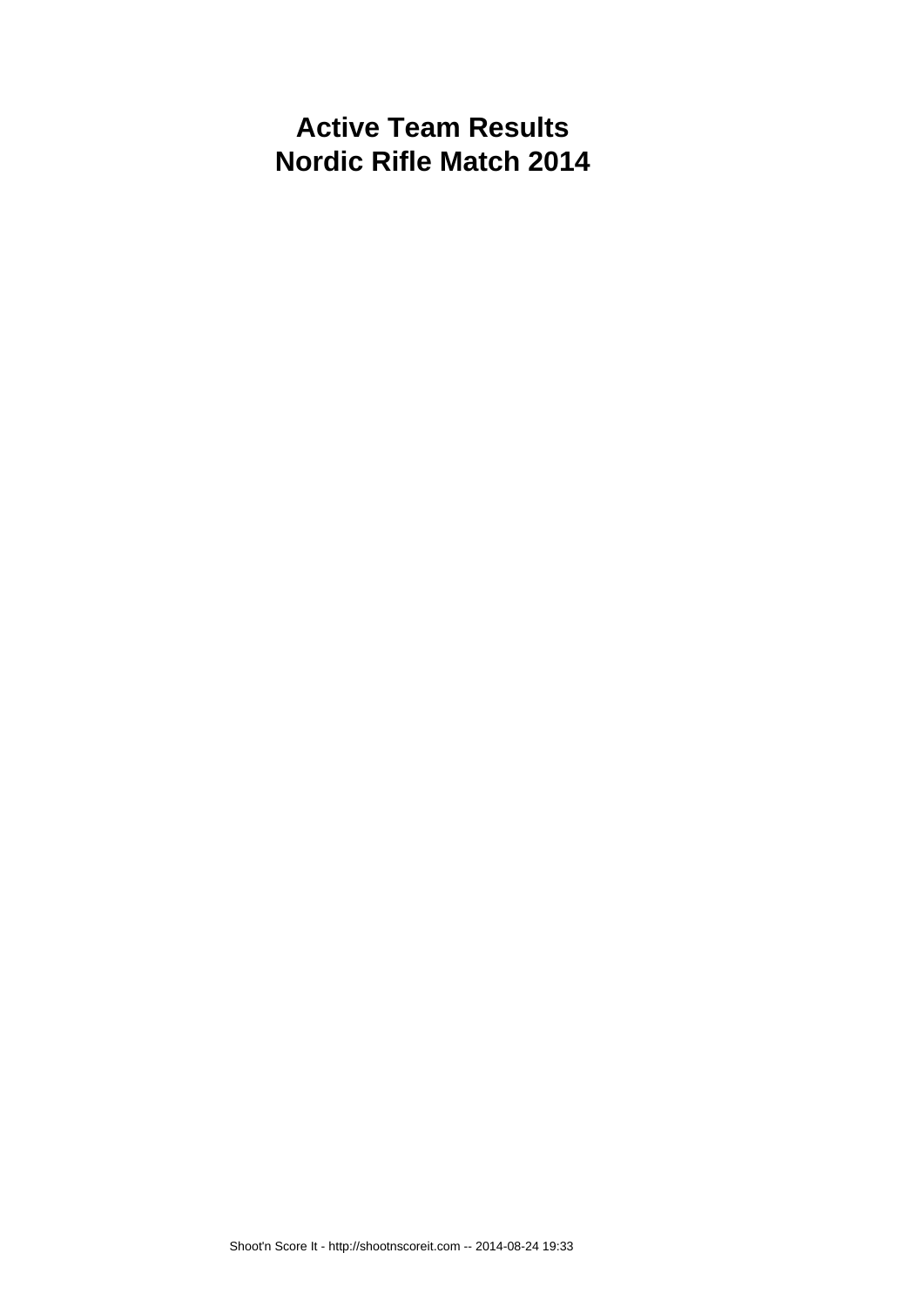# Active Team Results
# Nordic Rifle Match 2014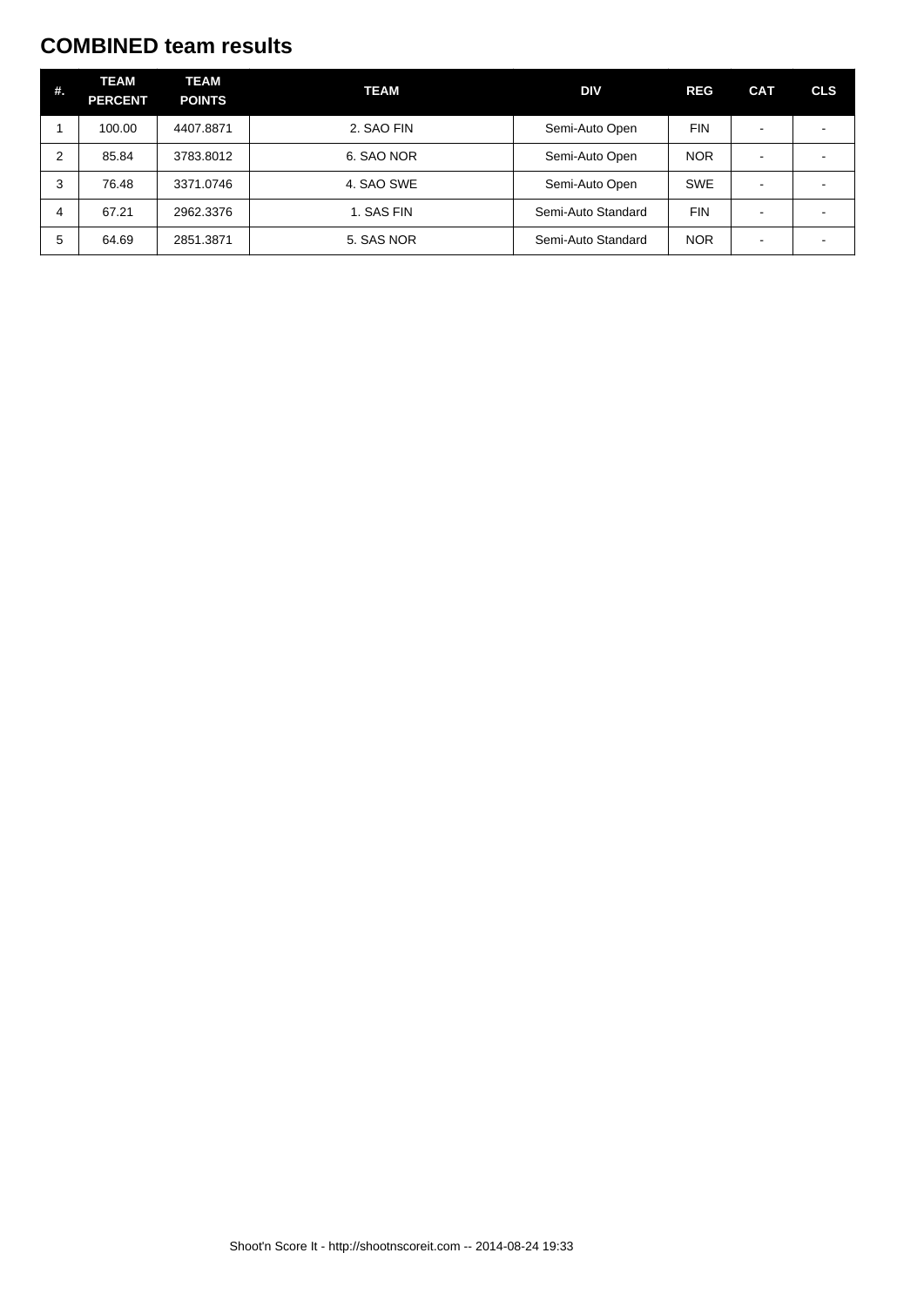## COMBINED team results

| #. | TEAM PERCENT | TEAM POINTS | TEAM | DIV | REG | CAT | CLS |
|---|---|---|---|---|---|---|---|
| 1 | 100.00 | 4407.8871 | 2. SAO FIN | Semi-Auto Open | FIN | - | - |
| 2 | 85.84 | 3783.8012 | 6. SAO NOR | Semi-Auto Open | NOR | - | - |
| 3 | 76.48 | 3371.0746 | 4. SAO SWE | Semi-Auto Open | SWE | - | - |
| 4 | 67.21 | 2962.3376 | 1. SAS FIN | Semi-Auto Standard | FIN | - | - |
| 5 | 64.69 | 2851.3871 | 5. SAS NOR | Semi-Auto Standard | NOR | - | - |

Shoot'n Score It - http://shootnscoreit.com -- 2014-08-24 19:33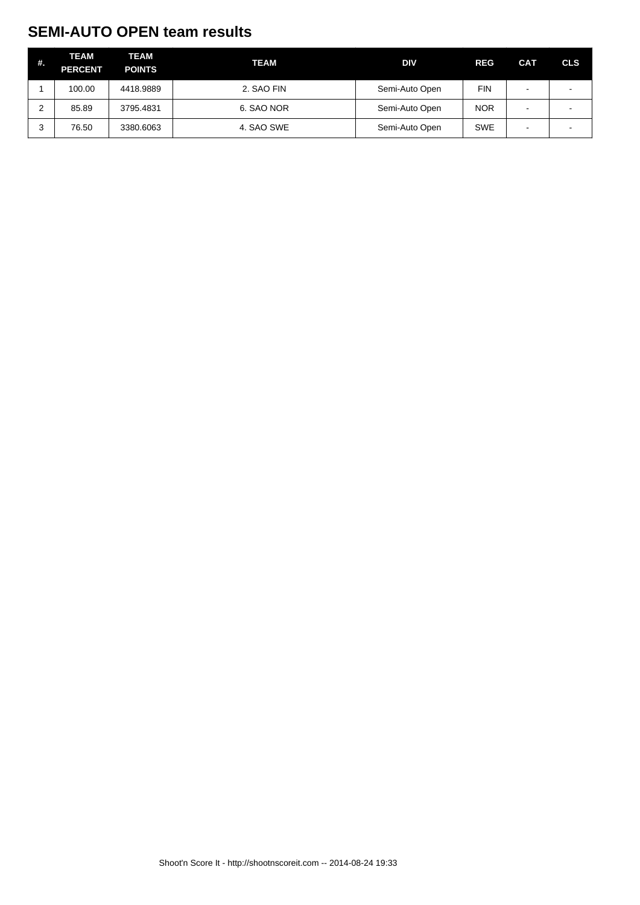## SEMI-AUTO OPEN team results

| #. | TEAM PERCENT | TEAM POINTS | TEAM | DIV | REG | CAT | CLS |
|---|---|---|---|---|---|---|---|
| 1 | 100.00 | 4418.9889 | 2. SAO FIN | Semi-Auto Open | FIN | - | - |
| 2 | 85.89 | 3795.4831 | 6. SAO NOR | Semi-Auto Open | NOR | - | - |
| 3 | 76.50 | 3380.6063 | 4. SAO SWE | Semi-Auto Open | SWE | - | - |

Shoot'n Score It - http://shootnscoreit.com -- 2014-08-24 19:33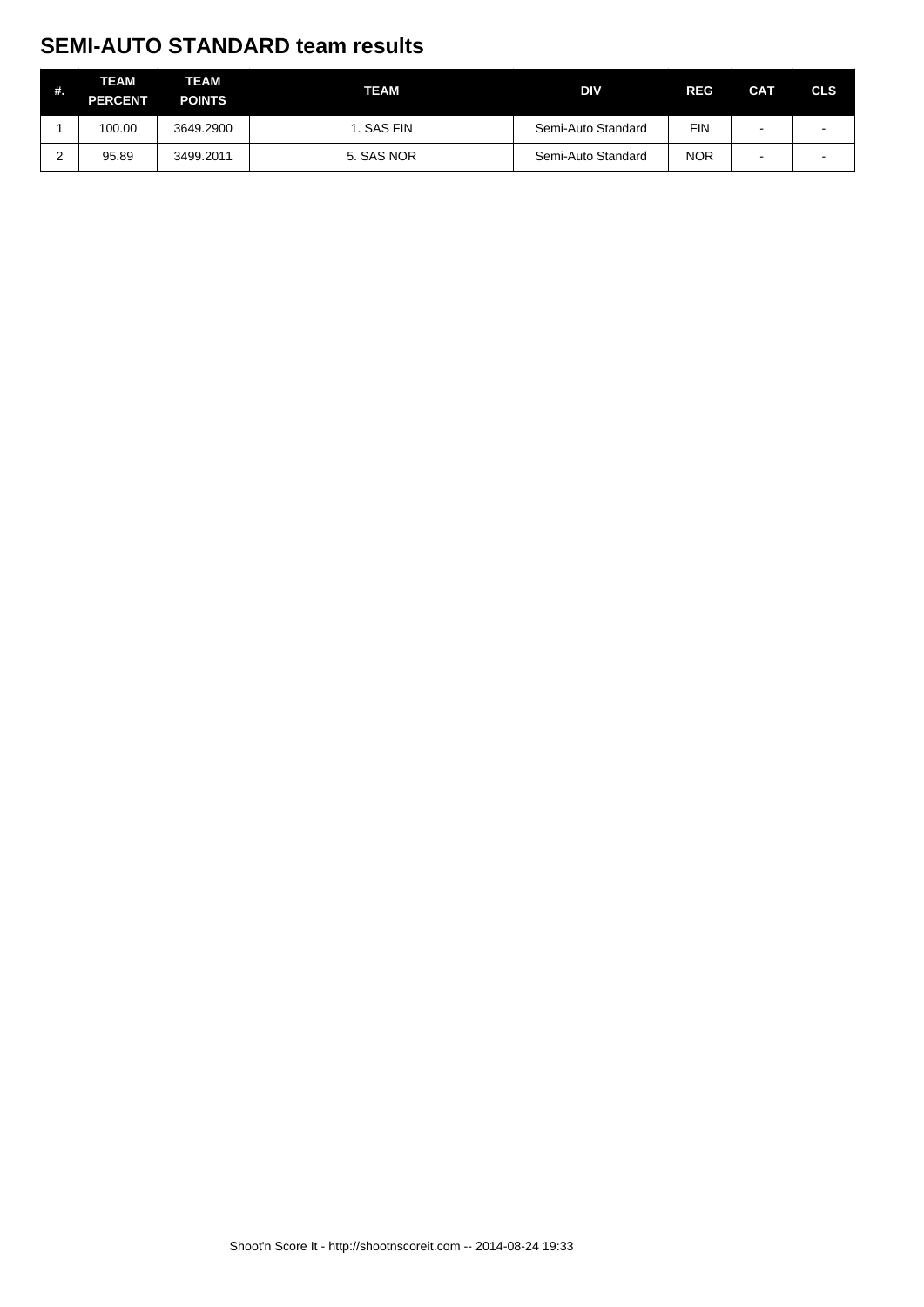## SEMI-AUTO STANDARD team results

| #. | TEAM PERCENT | TEAM POINTS | TEAM | DIV | REG | CAT | CLS |
|---|---|---|---|---|---|---|---|
| 1 | 100.00 | 3649.2900 | 1. SAS FIN | Semi-Auto Standard | FIN | - | - |
| 2 | 95.89 | 3499.2011 | 5. SAS NOR | Semi-Auto Standard | NOR | - | - |

Shoot'n Score It - http://shootnscoreit.com -- 2014-08-24 19:33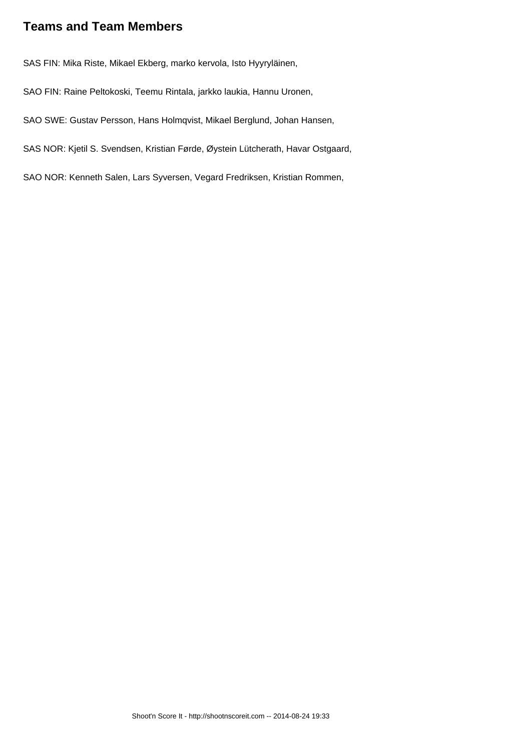## Teams and Team Members

SAS FIN: Mika Riste, Mikael Ekberg, marko kervola, Isto Hyyryläinen,

SAO FIN: Raine Peltokoski, Teemu Rintala, jarkko laukia, Hannu Uronen,

SAO SWE: Gustav Persson, Hans Holmqvist, Mikael Berglund, Johan Hansen,

SAS NOR: Kjetil S. Svendsen, Kristian Førde, Øystein Lütcherath, Havar Ostgaard,

SAO NOR: Kenneth Salen, Lars Syversen, Vegard Fredriksen, Kristian Rommen,